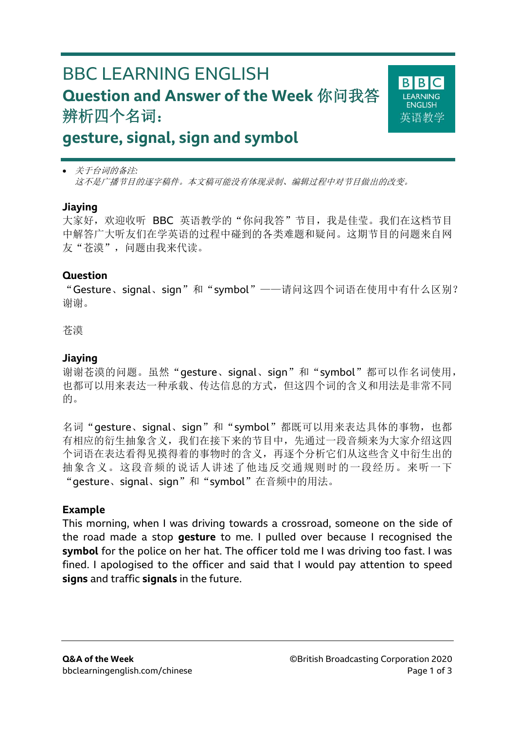# BBC LEARNING ENGLISH

## Question and Answer of the Week 你问我答

## 辨析四个名词：
## gesture, signal, sign and symbol

- *关于台词的备注:*
  *这不是广播节目的逐字稿件。本文稿可能没有体现录制、编辑过程中对节目做出的改变。*

**Jiaying**

大家好，欢迎收听 BBC 英语教学的"你问我答"节目，我是佳莹。我们在这档节目中解答广大听友们在学英语的过程中碰到的各类难题和疑问。这期节目的问题来自网友"苍漠"，问题由我来代读。

**Question**

"Gesture、signal、sign"和"symbol"——请问这四个词语在使用中有什么区别？谢谢。

苍漠

**Jiaying**

谢谢苍漠的问题。虽然"gesture、signal、sign"和"symbol"都可以作名词使用，也都可以用来表达一种承载、传达信息的方式，但这四个词的含义和用法是非常不同的。

名词"gesture、signal、sign"和"symbol"都既可以用来表达具体的事物，也都有相应的衍生抽象含义，我们在接下来的节目中，先通过一段音频来为大家介绍这四个词语在表达看得见摸得着的事物时的含义，再逐个分析它们从这些含义中衍生出的抽象含义。这段音频的说话人讲述了他违反交通规则时的一段经历。来听一下"gesture、signal、sign"和"symbol"在音频中的用法。

**Example**

This morning, when I was driving towards a crossroad, someone on the side of the road made a stop **gesture** to me. I pulled over because I recognised the **symbol** for the police on her hat. The officer told me I was driving too fast. I was fined. I apologised to the officer and said that I would pay attention to speed **signs** and traffic **signals** in the future.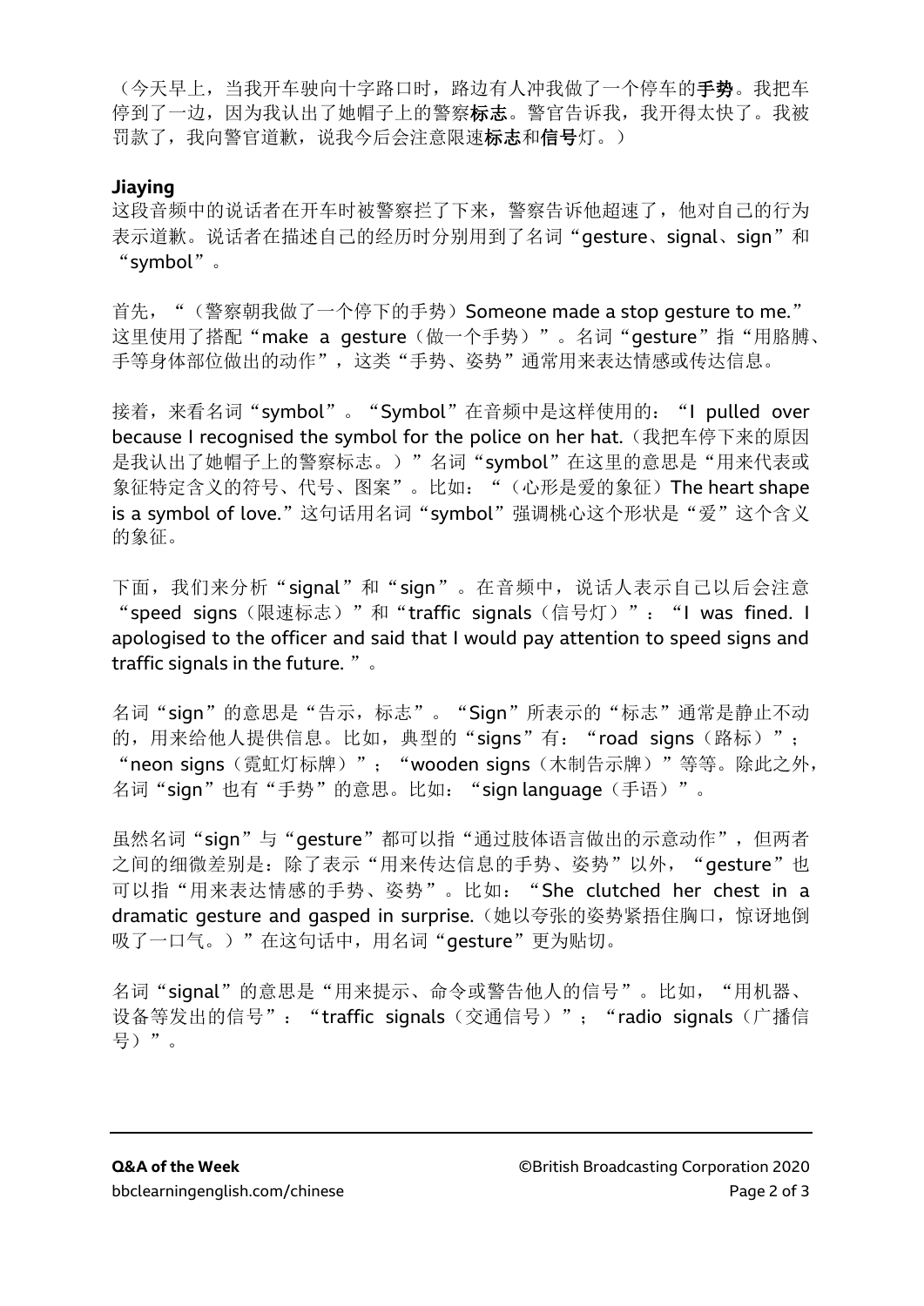（今天早上，当我开车驶向十字路口时，路边有人冲我做了一个停车的**手势**。我把车停到了一边，因为我认出了她帽子上的警察**标志**。警官告诉我，我开得太快了。我被罚款了，我向警官道歉，说我今后会注意限速**标志**和**信号**灯。）

**Jiaying**

这段音频中的说话者在开车时被警察拦了下来，警察告诉他超速了，他对自己的行为表示道歉。说话者在描述自己的经历时分别用到了名词“gesture、signal、sign”和“symbol”。

首先，“（警察朝我做了一个停下的手势）Someone made a stop gesture to me.”这里使用了搭配“make a gesture（做一个手势）”。名词“gesture”指“用胳膊、手等身体部位做出的动作”，这类“手势、姿势”通常用来表达情感或传达信息。

接着，来看名词“symbol”。“Symbol”在音频中是这样使用的：“I pulled over because I recognised the symbol for the police on her hat.（我把车停下来的原因是我认出了她帽子上的警察标志。）”名词“symbol”在这里的意思是“用来代表或象征特定含义的符号、代号、图案”。比如：“（心形是爱的象征）The heart shape is a symbol of love.”这句话用名词“symbol”强调桃心这个形状是“爱”这个含义的象征。

下面，我们来分析“signal”和“sign”。在音频中，说话人表示自己以后会注意“speed signs（限速标志）”和“traffic signals（信号灯）”：“I was fined. I apologised to the officer and said that I would pay attention to speed signs and traffic signals in the future. ”。

名词“sign”的意思是“告示，标志”。“Sign”所表示的“标志”通常是静止不动的，用来给他人提供信息。比如，典型的“signs”有：“road signs（路标）”；“neon signs（霓虹灯标牌）”；“wooden signs（木制告示牌）”等等。除此之外，名词“sign”也有“手势”的意思。比如：“sign language（手语）”。

虽然名词“sign”与“gesture”都可以指“通过肢体语言做出的示意动作”，但两者之间的细微差别是：除了表示“用来传达信息的手势、姿势”以外，“gesture”也可以指“用来表达情感的手势、姿势”。比如：“She clutched her chest in a dramatic gesture and gasped in surprise.（她以夸张的姿势紧捂住胸口，惊讶地倒吸了一口气。）”在这句话中，用名词“gesture”更为贴切。

名词“signal”的意思是“用来提示、命令或警告他人的信号”。比如，“用机器、设备等发出的信号”：“traffic signals（交通信号）”；“radio signals（广播信号）”。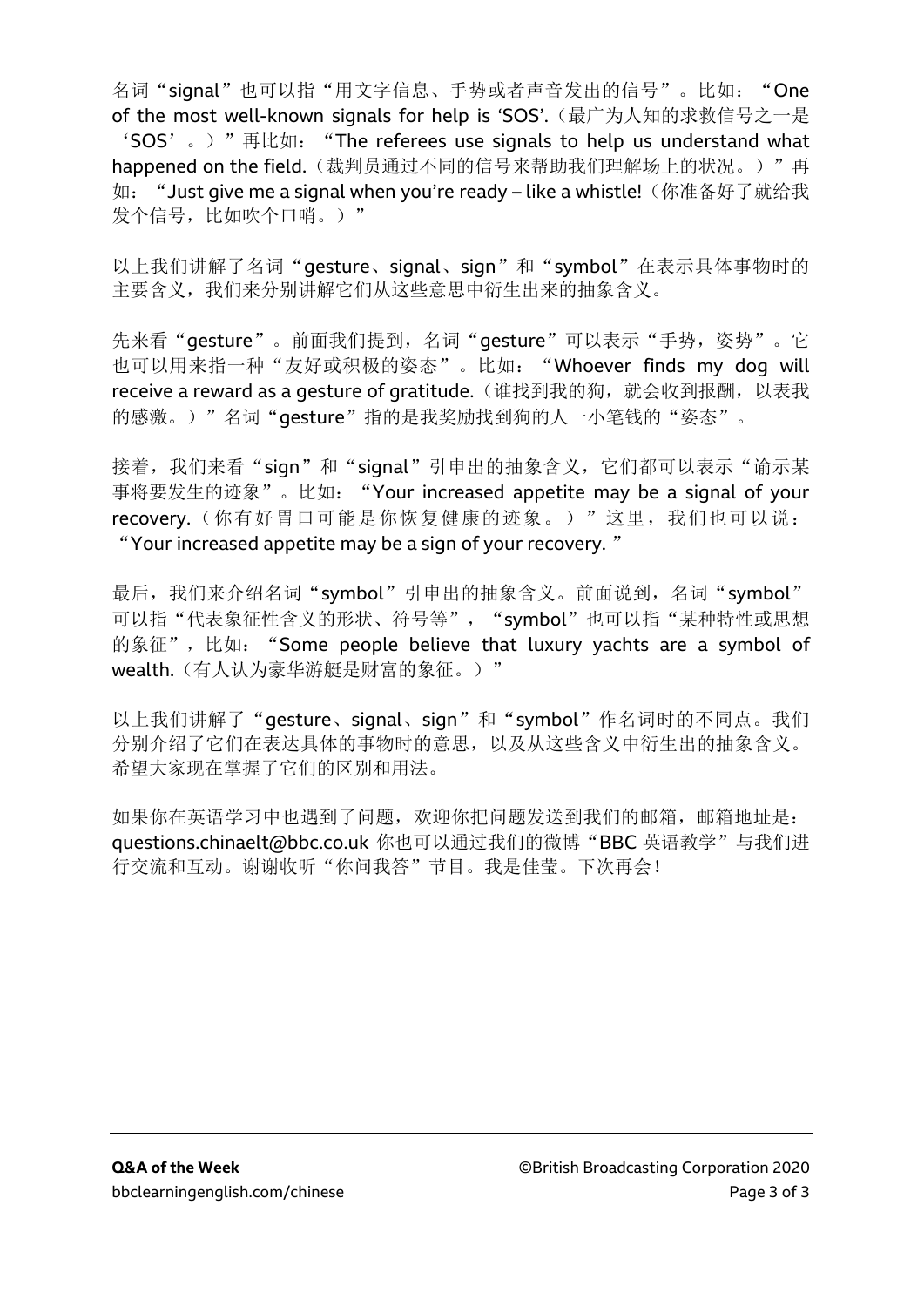名词“signal”也可以指“用文字信息、手势或者声音发出的信号”。比如：“One of the most well-known signals for help is ‘SOS’.（最广为人知的求救信号之一是‘SOS’。）”再比如：“The referees use signals to help us understand what happened on the field.（裁判员通过不同的信号来帮助我们理解场上的状况。）”再如：“Just give me a signal when you’re ready – like a whistle!（你准备好了就给我发个信号，比如吹个口哨。）”

以上我们讲解了名词“gesture、signal、sign”和“symbol”在表示具体事物时的主要含义，我们来分别讲解它们从这些意思中衍生出来的抽象含义。

先来看“gesture”。前面我们提到，名词“gesture”可以表示“手势，姿势”。它也可以用来指一种“友好或积极的姿态”。比如：“Whoever finds my dog will receive a reward as a gesture of gratitude.（谁找到我的狗，就会收到报酬，以表我的感激。）”名词“gesture”指的是我奖励找到狗的人一小笔钱的“姿态”。

接着，我们来看“sign”和“signal”引申出的抽象含义，它们都可以表示“谕示某事将要发生的迹象”。比如：“Your increased appetite may be a signal of your recovery.（你有好胃口可能是你恢复健康的迹象。）”这里，我们也可以说：“Your increased appetite may be a sign of your recovery.”

最后，我们来介绍名词“symbol”引申出的抽象含义。前面说到，名词“symbol”可以指“代表象征性含义的形状、符号等”，“symbol”也可以指“某种特性或思想的象征”，比如：“Some people believe that luxury yachts are a symbol of wealth.（有人认为豪华游艇是财富的象征。）”

以上我们讲解了“gesture、signal、sign”和“symbol”作名词时的不同点。我们分别介绍了它们在表达具体的事物时的意思，以及从这些含义中衍生出的抽象含义。希望大家现在掌握了它们的区别和用法。

如果你在英语学习中也遇到了问题，欢迎你把问题发送到我们的邮箱，邮箱地址是：questions.chinaelt@bbc.co.uk 你也可以通过我们的微博“BBC 英语教学”与我们进行交流和互动。谢谢收听“你问我答”节目。我是佳莹。下次再会！